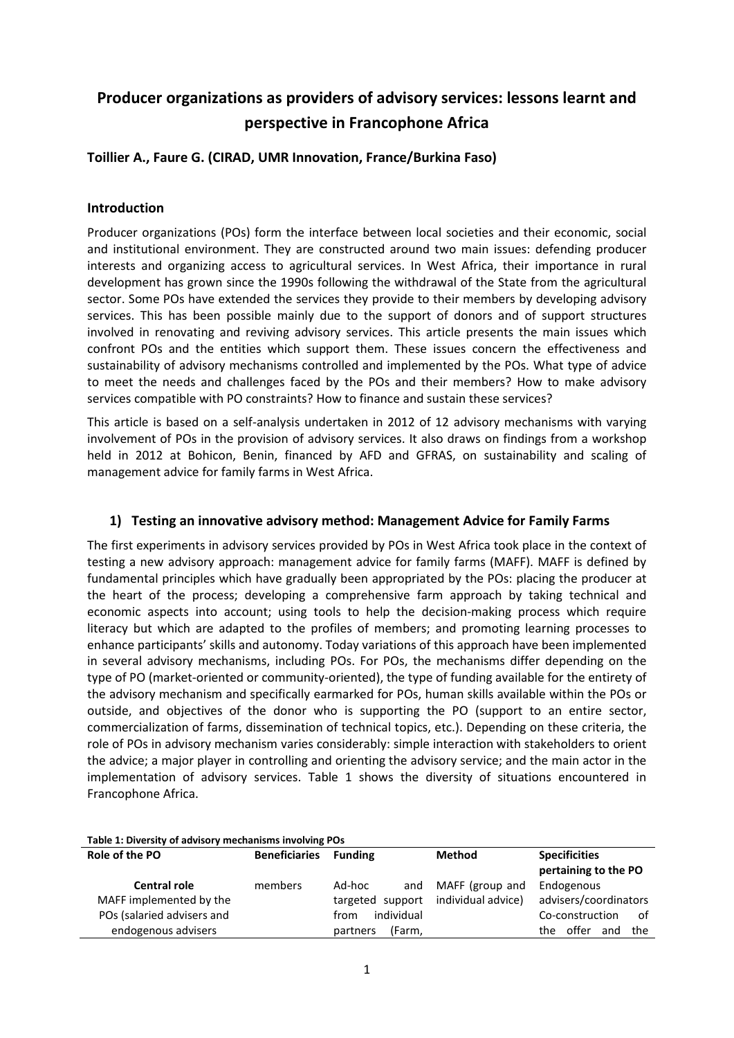# Producer organizations as providers of advisory services: lessons learnt and perspective in Francophone Africa

**Toillier A., Faure G. (CIRAD, UMR Innovation, France/Burkina Faso)**

## Introduction

Producer organizations (POs) form the interface between local societies and their economic, social and institutional environment. They are constructed around two main issues: defending producer interests and organizing access to agricultural services. In West Africa, their importance in rural development has grown since the 1990s following the withdrawal of the State from the agricultural sector. Some POs have extended the services they provide to their members by developing advisory services. This has been possible mainly due to the support of donors and of support structures involved in renovating and reviving advisory services. This article presents the main issues which confront POs and the entities which support them. These issues concern the effectiveness and sustainability of advisory mechanisms controlled and implemented by the POs. What type of advice to meet the needs and challenges faced by the POs and their members? How to make advisory services compatible with PO constraints? How to finance and sustain these services?

This article is based on a self-analysis undertaken in 2012 of 12 advisory mechanisms with varying involvement of POs in the provision of advisory services. It also draws on findings from a workshop held in 2012 at Bohicon, Benin, financed by AFD and GFRAS, on sustainability and scaling of management advice for family farms in West Africa.

## 1) Testing an innovative advisory method: Management Advice for Family Farms

The first experiments in advisory services provided by POs in West Africa took place in the context of testing a new advisory approach: management advice for family farms (MAFF). MAFF is defined by fundamental principles which have gradually been appropriated by the POs: placing the producer at the heart of the process; developing a comprehensive farm approach by taking technical and economic aspects into account; using tools to help the decision-making process which require literacy but which are adapted to the profiles of members; and promoting learning processes to enhance participants' skills and autonomy. Today variations of this approach have been implemented in several advisory mechanisms, including POs. For POs, the mechanisms differ depending on the type of PO (market-oriented or community-oriented), the type of funding available for the entirety of the advisory mechanism and specifically earmarked for POs, human skills available within the POs or outside, and objectives of the donor who is supporting the PO (support to an entire sector, commercialization of farms, dissemination of technical topics, etc.). Depending on these criteria, the role of POs in advisory mechanism varies considerably: simple interaction with stakeholders to orient the advice; a major player in controlling and orienting the advisory service; and the main actor in the implementation of advisory services. Table 1 shows the diversity of situations encountered in Francophone Africa.

**Table 1: Diversity of advisory mechanisms involving POs**

| Role of the PO | Beneficiaries | Funding | Method | Specificities pertaining to the PO |
|---|---|---|---|---|
| **Central role** MAFF implemented by the POs (salaried advisers and endogenous advisers | members | Ad-hoc and targeted support from individual partners (Farm, | MAFF (group and individual advice) | Endogenous advisers/coordinators Co-construction of the offer and the |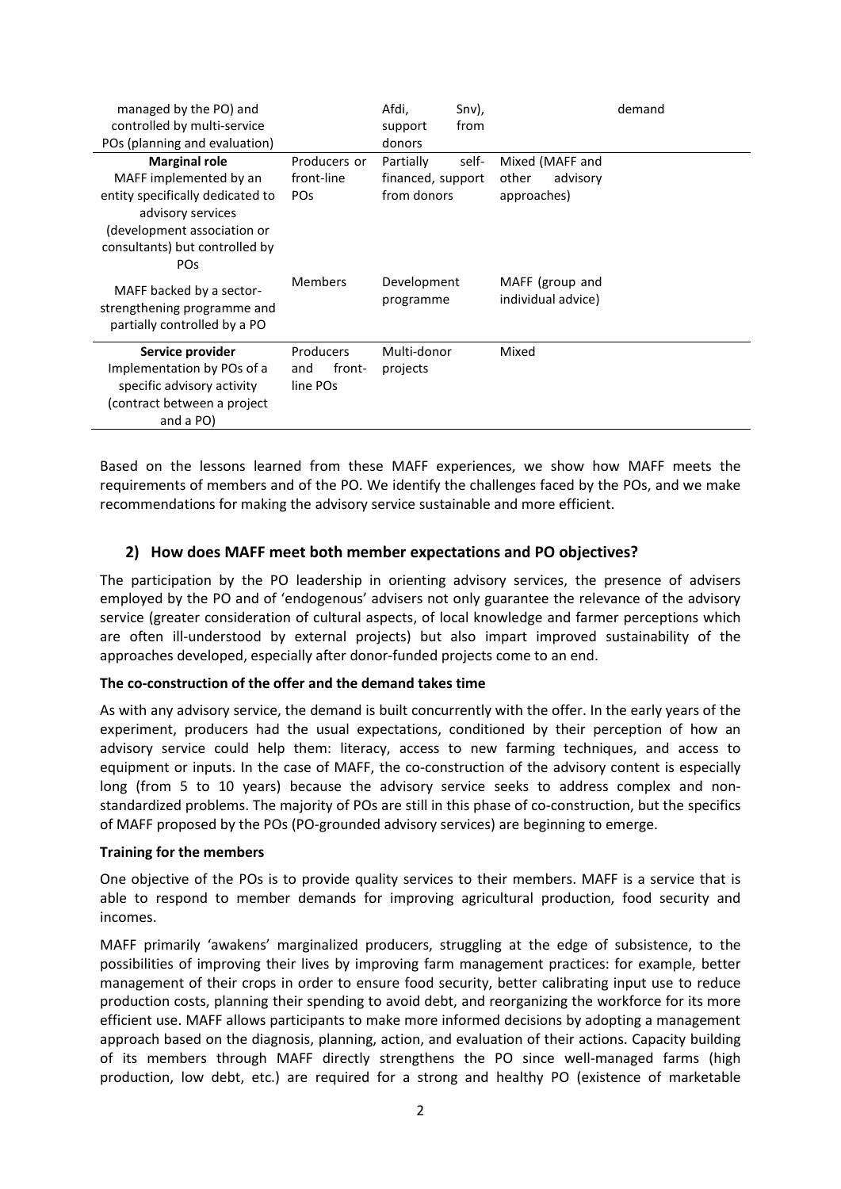| | | | | |
|---|---|---|---|---|
| managed by the PO) and controlled by multi-service POs (planning and evaluation) | | Afdi, Snv), support from donors | | demand |
| **Marginal role** MAFF implemented by an entity specifically dedicated to advisory services (development association or consultants) but controlled by POs | Producers or front-line POs | Partially self-financed, support from donors | Mixed (MAFF and other advisory approaches) | |
| MAFF backed by a sector-strengthening programme and partially controlled by a PO | Members | Development programme | MAFF (group and individual advice) | |
| **Service provider** Implementation by POs of a specific advisory activity (contract between a project and a PO) | Producers and front-line POs | Multi-donor projects | Mixed | |

Based on the lessons learned from these MAFF experiences, we show how MAFF meets the requirements of members and of the PO. We identify the challenges faced by the POs, and we make recommendations for making the advisory service sustainable and more efficient.

## 2) How does MAFF meet both member expectations and PO objectives?

The participation by the PO leadership in orienting advisory services, the presence of advisers employed by the PO and of 'endogenous' advisers not only guarantee the relevance of the advisory service (greater consideration of cultural aspects, of local knowledge and farmer perceptions which are often ill-understood by external projects) but also impart improved sustainability of the approaches developed, especially after donor-funded projects come to an end.

**The co-construction of the offer and the demand takes time**

As with any advisory service, the demand is built concurrently with the offer. In the early years of the experiment, producers had the usual expectations, conditioned by their perception of how an advisory service could help them: literacy, access to new farming techniques, and access to equipment or inputs. In the case of MAFF, the co-construction of the advisory content is especially long (from 5 to 10 years) because the advisory service seeks to address complex and non-standardized problems. The majority of POs are still in this phase of co-construction, but the specifics of MAFF proposed by the POs (PO-grounded advisory services) are beginning to emerge.

**Training for the members**

One objective of the POs is to provide quality services to their members. MAFF is a service that is able to respond to member demands for improving agricultural production, food security and incomes.

MAFF primarily 'awakens' marginalized producers, struggling at the edge of subsistence, to the possibilities of improving their lives by improving farm management practices: for example, better management of their crops in order to ensure food security, better calibrating input use to reduce production costs, planning their spending to avoid debt, and reorganizing the workforce for its more efficient use. MAFF allows participants to make more informed decisions by adopting a management approach based on the diagnosis, planning, action, and evaluation of their actions. Capacity building of its members through MAFF directly strengthens the PO since well-managed farms (high production, low debt, etc.) are required for a strong and healthy PO (existence of marketable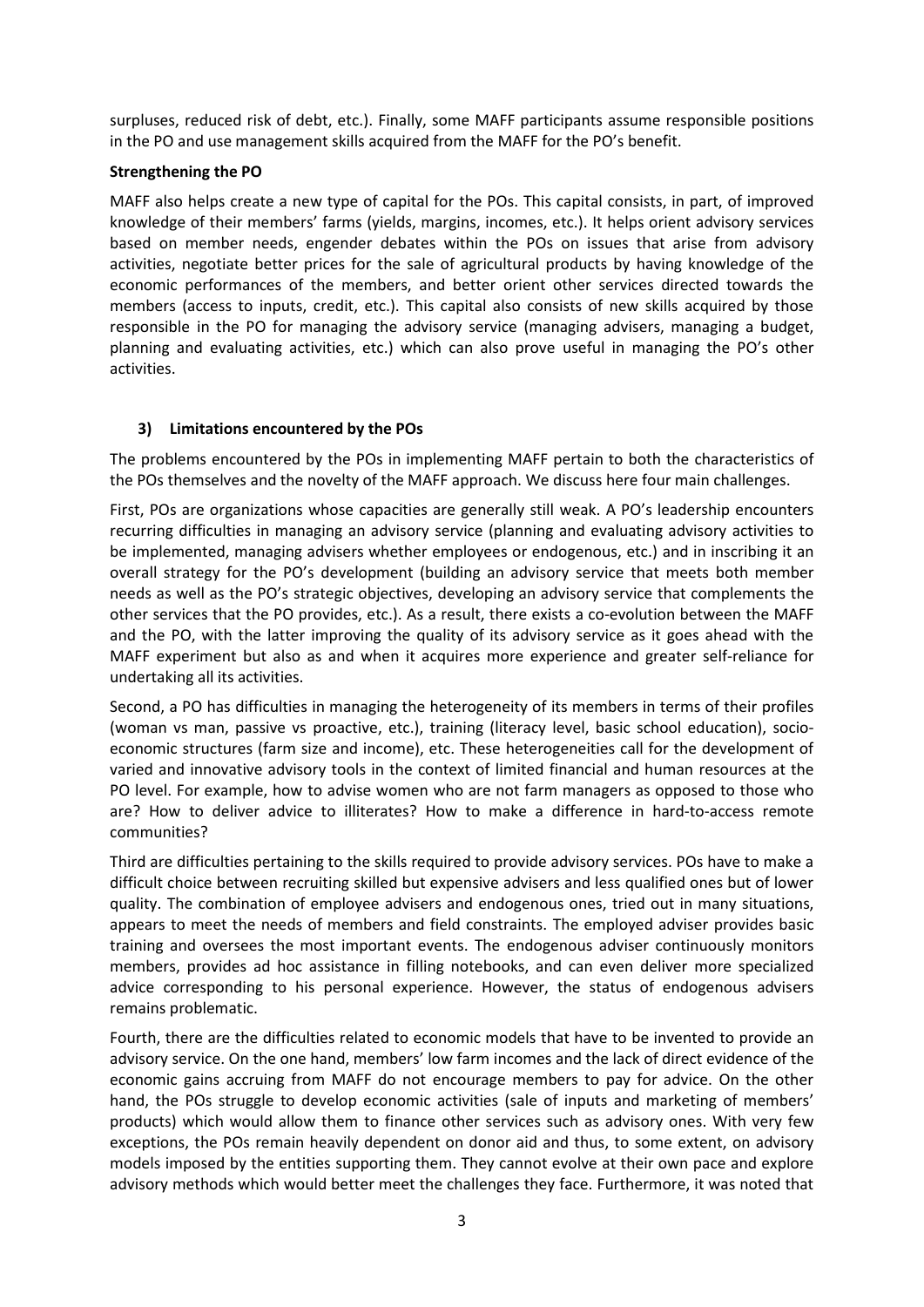surpluses, reduced risk of debt, etc.). Finally, some MAFF participants assume responsible positions in the PO and use management skills acquired from the MAFF for the PO's benefit.

**Strengthening the PO**

MAFF also helps create a new type of capital for the POs. This capital consists, in part, of improved knowledge of their members' farms (yields, margins, incomes, etc.). It helps orient advisory services based on member needs, engender debates within the POs on issues that arise from advisory activities, negotiate better prices for the sale of agricultural products by having knowledge of the economic performances of the members, and better orient other services directed towards the members (access to inputs, credit, etc.). This capital also consists of new skills acquired by those responsible in the PO for managing the advisory service (managing advisers, managing a budget, planning and evaluating activities, etc.) which can also prove useful in managing the PO's other activities.

### 3) Limitations encountered by the POs

The problems encountered by the POs in implementing MAFF pertain to both the characteristics of the POs themselves and the novelty of the MAFF approach. We discuss here four main challenges.

First, POs are organizations whose capacities are generally still weak. A PO's leadership encounters recurring difficulties in managing an advisory service (planning and evaluating advisory activities to be implemented, managing advisers whether employees or endogenous, etc.) and in inscribing it an overall strategy for the PO's development (building an advisory service that meets both member needs as well as the PO's strategic objectives, developing an advisory service that complements the other services that the PO provides, etc.). As a result, there exists a co-evolution between the MAFF and the PO, with the latter improving the quality of its advisory service as it goes ahead with the MAFF experiment but also as and when it acquires more experience and greater self-reliance for undertaking all its activities.

Second, a PO has difficulties in managing the heterogeneity of its members in terms of their profiles (woman vs man, passive vs proactive, etc.), training (literacy level, basic school education), socio-economic structures (farm size and income), etc. These heterogeneities call for the development of varied and innovative advisory tools in the context of limited financial and human resources at the PO level. For example, how to advise women who are not farm managers as opposed to those who are? How to deliver advice to illiterates? How to make a difference in hard-to-access remote communities?

Third are difficulties pertaining to the skills required to provide advisory services. POs have to make a difficult choice between recruiting skilled but expensive advisers and less qualified ones but of lower quality. The combination of employee advisers and endogenous ones, tried out in many situations, appears to meet the needs of members and field constraints. The employed adviser provides basic training and oversees the most important events. The endogenous adviser continuously monitors members, provides ad hoc assistance in filling notebooks, and can even deliver more specialized advice corresponding to his personal experience. However, the status of endogenous advisers remains problematic.

Fourth, there are the difficulties related to economic models that have to be invented to provide an advisory service. On the one hand, members' low farm incomes and the lack of direct evidence of the economic gains accruing from MAFF do not encourage members to pay for advice. On the other hand, the POs struggle to develop economic activities (sale of inputs and marketing of members' products) which would allow them to finance other services such as advisory ones. With very few exceptions, the POs remain heavily dependent on donor aid and thus, to some extent, on advisory models imposed by the entities supporting them. They cannot evolve at their own pace and explore advisory methods which would better meet the challenges they face. Furthermore, it was noted that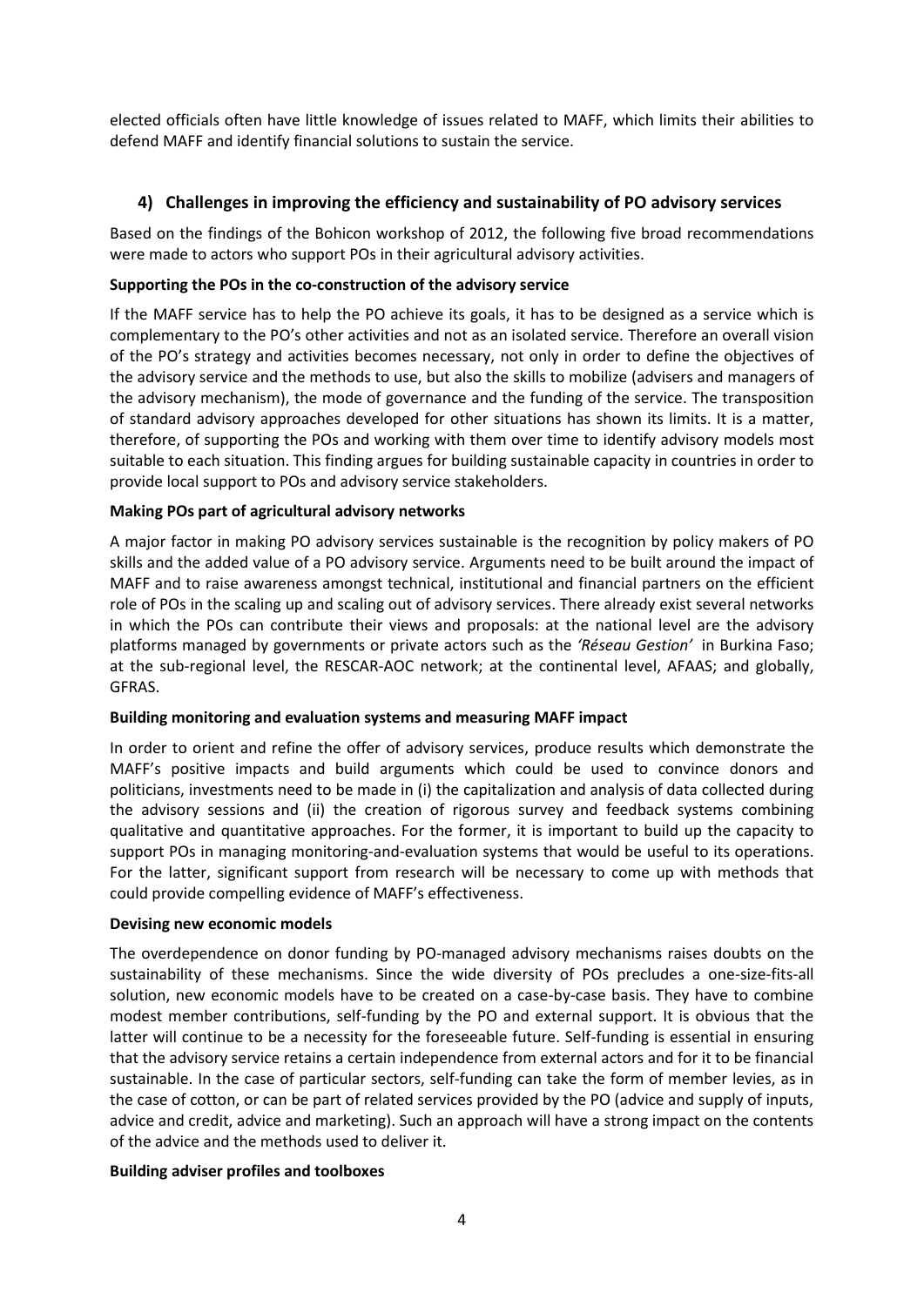elected officials often have little knowledge of issues related to MAFF, which limits their abilities to defend MAFF and identify financial solutions to sustain the service.

## 4) Challenges in improving the efficiency and sustainability of PO advisory services

Based on the findings of the Bohicon workshop of 2012, the following five broad recommendations were made to actors who support POs in their agricultural advisory activities.

**Supporting the POs in the co-construction of the advisory service**

If the MAFF service has to help the PO achieve its goals, it has to be designed as a service which is complementary to the PO's other activities and not as an isolated service. Therefore an overall vision of the PO's strategy and activities becomes necessary, not only in order to define the objectives of the advisory service and the methods to use, but also the skills to mobilize (advisers and managers of the advisory mechanism), the mode of governance and the funding of the service. The transposition of standard advisory approaches developed for other situations has shown its limits. It is a matter, therefore, of supporting the POs and working with them over time to identify advisory models most suitable to each situation. This finding argues for building sustainable capacity in countries in order to provide local support to POs and advisory service stakeholders.

**Making POs part of agricultural advisory networks**

A major factor in making PO advisory services sustainable is the recognition by policy makers of PO skills and the added value of a PO advisory service. Arguments need to be built around the impact of MAFF and to raise awareness amongst technical, institutional and financial partners on the efficient role of POs in the scaling up and scaling out of advisory services. There already exist several networks in which the POs can contribute their views and proposals: at the national level are the advisory platforms managed by governments or private actors such as the *'Réseau Gestion'* in Burkina Faso; at the sub-regional level, the RESCAR-AOC network; at the continental level, AFAAS; and globally, GFRAS.

**Building monitoring and evaluation systems and measuring MAFF impact**

In order to orient and refine the offer of advisory services, produce results which demonstrate the MAFF's positive impacts and build arguments which could be used to convince donors and politicians, investments need to be made in (i) the capitalization and analysis of data collected during the advisory sessions and (ii) the creation of rigorous survey and feedback systems combining qualitative and quantitative approaches. For the former, it is important to build up the capacity to support POs in managing monitoring-and-evaluation systems that would be useful to its operations. For the latter, significant support from research will be necessary to come up with methods that could provide compelling evidence of MAFF's effectiveness.

**Devising new economic models**

The overdependence on donor funding by PO-managed advisory mechanisms raises doubts on the sustainability of these mechanisms. Since the wide diversity of POs precludes a one-size-fits-all solution, new economic models have to be created on a case-by-case basis. They have to combine modest member contributions, self-funding by the PO and external support. It is obvious that the latter will continue to be a necessity for the foreseeable future. Self-funding is essential in ensuring that the advisory service retains a certain independence from external actors and for it to be financial sustainable. In the case of particular sectors, self-funding can take the form of member levies, as in the case of cotton, or can be part of related services provided by the PO (advice and supply of inputs, advice and credit, advice and marketing). Such an approach will have a strong impact on the contents of the advice and the methods used to deliver it.

**Building adviser profiles and toolboxes**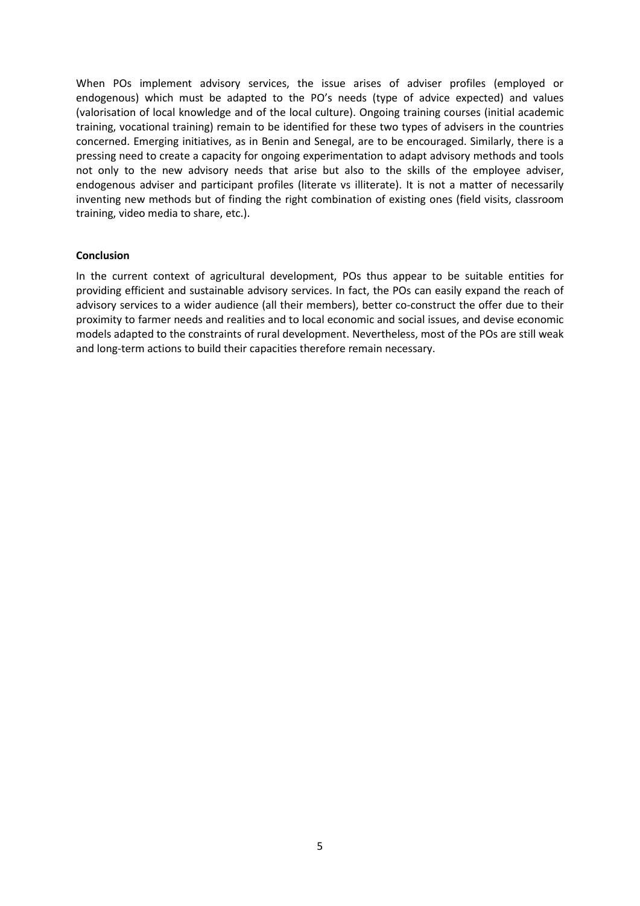When POs implement advisory services, the issue arises of adviser profiles (employed or endogenous) which must be adapted to the PO's needs (type of advice expected) and values (valorisation of local knowledge and of the local culture). Ongoing training courses (initial academic training, vocational training) remain to be identified for these two types of advisers in the countries concerned. Emerging initiatives, as in Benin and Senegal, are to be encouraged. Similarly, there is a pressing need to create a capacity for ongoing experimentation to adapt advisory methods and tools not only to the new advisory needs that arise but also to the skills of the employee adviser, endogenous adviser and participant profiles (literate vs illiterate). It is not a matter of necessarily inventing new methods but of finding the right combination of existing ones (field visits, classroom training, video media to share, etc.).

**Conclusion**

In the current context of agricultural development, POs thus appear to be suitable entities for providing efficient and sustainable advisory services. In fact, the POs can easily expand the reach of advisory services to a wider audience (all their members), better co-construct the offer due to their proximity to farmer needs and realities and to local economic and social issues, and devise economic models adapted to the constraints of rural development. Nevertheless, most of the POs are still weak and long-term actions to build their capacities therefore remain necessary.